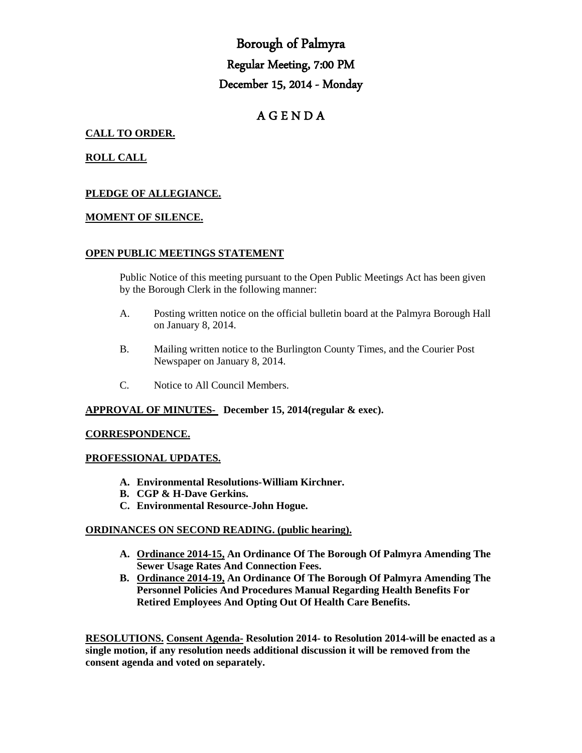# Borough of Palmyra

## Regular Meeting, 7:00 PM

## December 15, 2014 - Monday

## A G E N D A

**CALL TO ORDER.**

**ROLL CALL**

**PLEDGE OF ALLEGIANCE.**

**MOMENT OF SILENCE.**

**OPEN PUBLIC MEETINGS STATEMENT**

Public Notice of this meeting pursuant to the Open Public Meetings Act has been given by the Borough Clerk in the following manner:

A. Posting written notice on the official bulletin board at the Palmyra Borough Hall on January 8, 2014.

B. Mailing written notice to the Burlington County Times, and the Courier Post Newspaper on January 8, 2014.

C. Notice to All Council Members.

**APPROVAL OF MINUTES- December 15, 2014(regular & exec).**

**CORRESPONDENCE.**

**PROFESSIONAL UPDATES.**

**A. Environmental Resolutions-William Kirchner.**
**B. CGP & H-Dave Gerkins.**
**C. Environmental Resource-John Hogue.**

**ORDINANCES ON SECOND READING. (public hearing).**

**A. Ordinance 2014-15, An Ordinance Of The Borough Of Palmyra Amending The Sewer Usage Rates And Connection Fees.**
**B. Ordinance 2014-19, An Ordinance Of The Borough Of Palmyra Amending The Personnel Policies And Procedures Manual Regarding Health Benefits For Retired Employees And Opting Out Of Health Care Benefits.**

**RESOLUTIONS. Consent Agenda- Resolution 2014- to Resolution 2014-will be enacted as a single motion, if any resolution needs additional discussion it will be removed from the consent agenda and voted on separately.**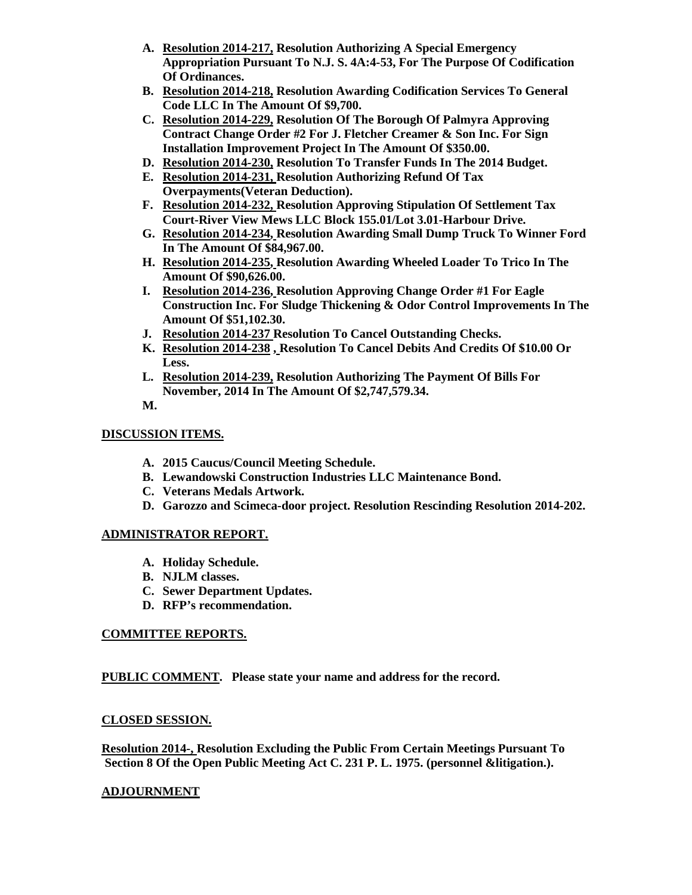A. **Resolution 2014-217, Resolution Authorizing A Special Emergency Appropriation Pursuant To N.J. S. 4A:4-53, For The Purpose Of Codification Of Ordinances.**
B. **Resolution 2014-218, Resolution Awarding Codification Services To General Code LLC In The Amount Of $9,700.**
C. **Resolution 2014-229, Resolution Of The Borough Of Palmyra Approving Contract Change Order #2 For J. Fletcher Creamer & Son Inc. For Sign Installation Improvement Project In The Amount Of $350.00.**
D. **Resolution 2014-230, Resolution To Transfer Funds In The 2014 Budget.**
E. **Resolution 2014-231, Resolution Authorizing Refund Of Tax Overpayments(Veteran Deduction).**
F. **Resolution 2014-232, Resolution Approving Stipulation Of Settlement Tax Court-River View Mews LLC Block 155.01/Lot 3.01-Harbour Drive.**
G. **Resolution 2014-234, Resolution Awarding Small Dump Truck To Winner Ford In The Amount Of $84,967.00.**
H. **Resolution 2014-235, Resolution Awarding Wheeled Loader To Trico In The Amount Of $90,626.00.**
I. **Resolution 2014-236, Resolution Approving Change Order #1 For Eagle Construction Inc. For Sludge Thickening & Odor Control Improvements In The Amount Of $51,102.30.**
J. **Resolution 2014-237 Resolution To Cancel Outstanding Checks.**
K. **Resolution 2014-238 , Resolution To Cancel Debits And Credits Of $10.00 Or Less.**
L. **Resolution 2014-239, Resolution Authorizing The Payment Of Bills For November, 2014 In The Amount Of $2,747,579.34.**
M.

**DISCUSSION ITEMS.**

A. **2015 Caucus/Council Meeting Schedule.**
B. **Lewandowski Construction Industries LLC Maintenance Bond.**
C. **Veterans Medals Artwork.**
D. **Garozzo and Scimeca-door project. Resolution Rescinding Resolution 2014-202.**

**ADMINISTRATOR REPORT.**

A. **Holiday Schedule.**
B. **NJLM classes.**
C. **Sewer Department Updates.**
D. **RFP's recommendation.**

**COMMITTEE REPORTS.**

**PUBLIC COMMENT. Please state your name and address for the record.**

**CLOSED SESSION.**

**Resolution 2014-, Resolution Excluding the Public From Certain Meetings Pursuant To Section 8 Of the Open Public Meeting Act C. 231 P. L. 1975. (personnel &litigation.).**

**ADJOURNMENT**